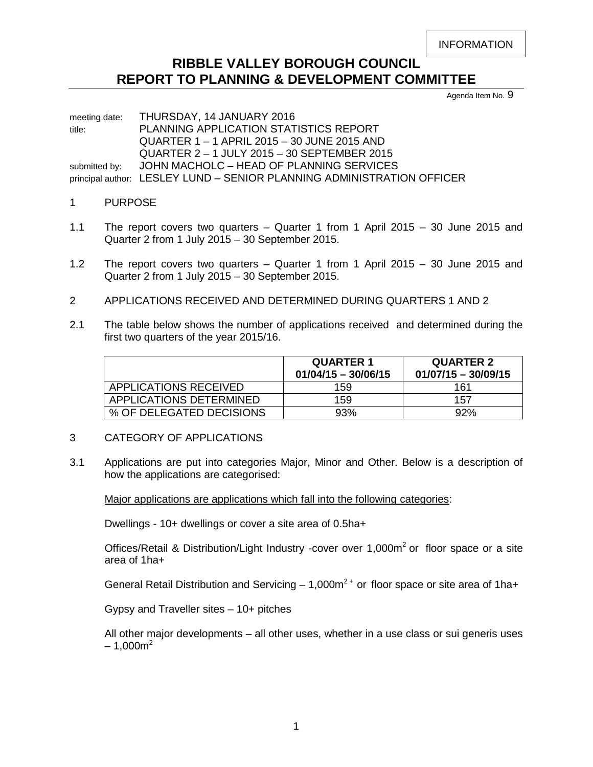INFORMATION

# RIBBLE VALLEY BOROUGH COUNCIL
# REPORT TO PLANNING & DEVELOPMENT COMMITTEE

Agenda Item No. 9

meeting date: THURSDAY, 14 JANUARY 2016
title: PLANNING APPLICATION STATISTICS REPORT
QUARTER 1 – 1 APRIL 2015 – 30 JUNE 2015 AND
QUARTER 2 – 1 JULY 2015 – 30 SEPTEMBER 2015
submitted by: JOHN MACHOLC – HEAD OF PLANNING SERVICES
principal author: LESLEY LUND – SENIOR PLANNING ADMINISTRATION OFFICER

## 1 PURPOSE

1.1 The report covers two quarters – Quarter 1 from 1 April 2015 – 30 June 2015 and Quarter 2 from 1 July 2015 – 30 September 2015.

1.2 The report covers two quarters – Quarter 1 from 1 April 2015 – 30 June 2015 and Quarter 2 from 1 July 2015 – 30 September 2015.

## 2 APPLICATIONS RECEIVED AND DETERMINED DURING QUARTERS 1 AND 2

2.1 The table below shows the number of applications received and determined during the first two quarters of the year 2015/16.

| | **QUARTER 1 01/04/15 – 30/06/15** | **QUARTER 2 01/07/15 – 30/09/15** |
|---|---|---|
| APPLICATIONS RECEIVED | 159 | 161 |
| APPLICATIONS DETERMINED | 159 | 157 |
| % OF DELEGATED DECISIONS | 93% | 92% |

## 3 CATEGORY OF APPLICATIONS

3.1 Applications are put into categories Major, Minor and Other. Below is a description of how the applications are categorised:

Major applications are applications which fall into the following categories:

Dwellings - 10+ dwellings or cover a site area of 0.5ha+

Offices/Retail & Distribution/Light Industry -cover over 1,000m$^2$ or floor space or a site area of 1ha+

General Retail Distribution and Servicing – 1,000m$^{2+}$ or floor space or site area of 1ha+

Gypsy and Traveller sites – 10+ pitches

All other major developments – all other uses, whether in a use class or sui generis uses – 1,000m$^2$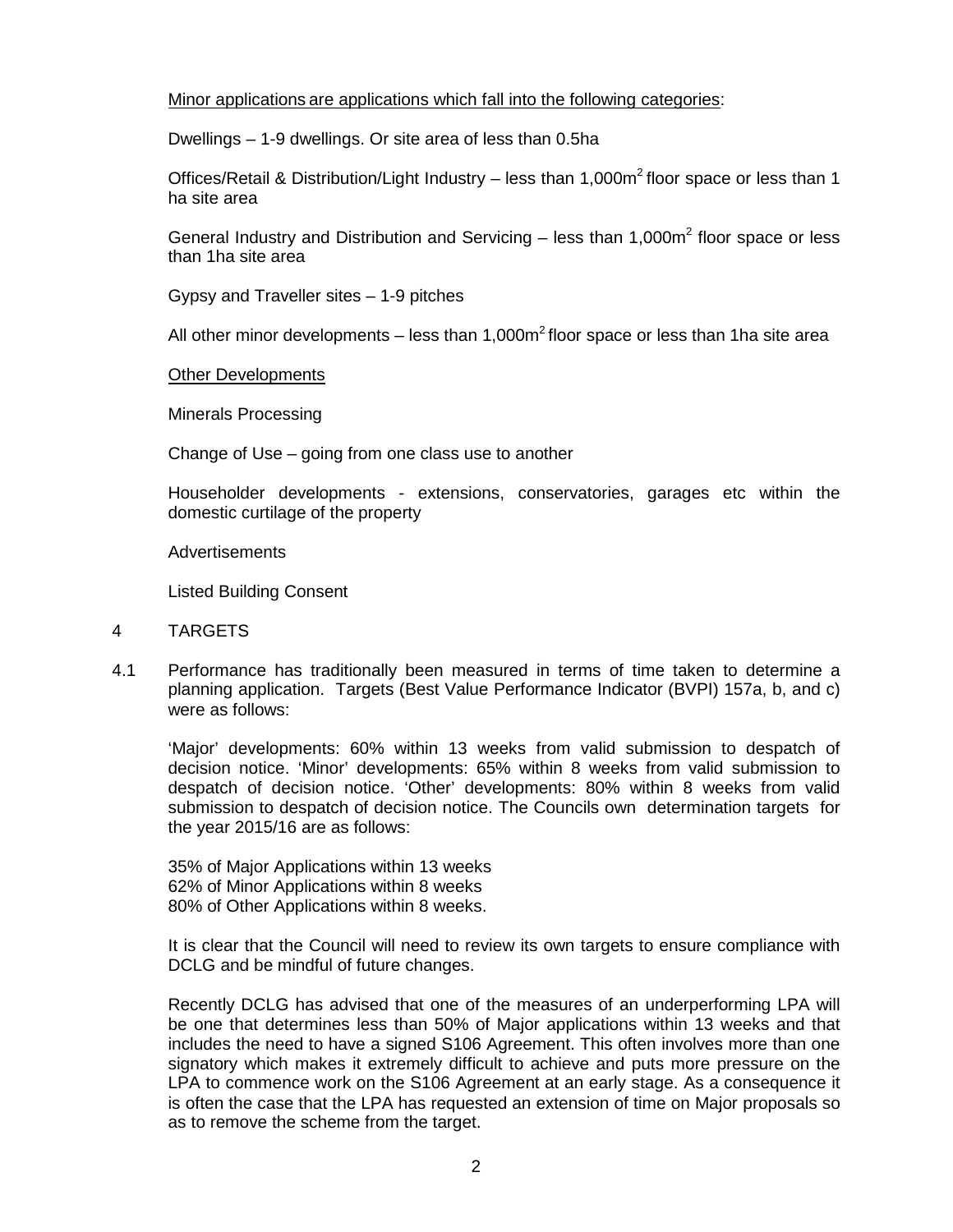Minor applications are applications which fall into the following categories:

Dwellings – 1-9 dwellings. Or site area of less than 0.5ha

Offices/Retail & Distribution/Light Industry – less than 1,000m$^2$ floor space or less than 1 ha site area

General Industry and Distribution and Servicing – less than 1,000m$^2$ floor space or less than 1ha site area

Gypsy and Traveller sites – 1-9 pitches

All other minor developments – less than 1,000m$^2$ floor space or less than 1ha site area

Other Developments

Minerals Processing

Change of Use – going from one class use to another

Householder developments - extensions, conservatories, garages etc within the domestic curtilage of the property

Advertisements

Listed Building Consent

## 4 TARGETS

4.1 Performance has traditionally been measured in terms of time taken to determine a planning application. Targets (Best Value Performance Indicator (BVPI) 157a, b, and c) were as follows:

'Major' developments: 60% within 13 weeks from valid submission to despatch of decision notice. 'Minor' developments: 65% within 8 weeks from valid submission to despatch of decision notice. 'Other' developments: 80% within 8 weeks from valid submission to despatch of decision notice. The Councils own determination targets for the year 2015/16 are as follows:

35% of Major Applications within 13 weeks
62% of Minor Applications within 8 weeks
80% of Other Applications within 8 weeks.

It is clear that the Council will need to review its own targets to ensure compliance with DCLG and be mindful of future changes.

Recently DCLG has advised that one of the measures of an underperforming LPA will be one that determines less than 50% of Major applications within 13 weeks and that includes the need to have a signed S106 Agreement. This often involves more than one signatory which makes it extremely difficult to achieve and puts more pressure on the LPA to commence work on the S106 Agreement at an early stage. As a consequence it is often the case that the LPA has requested an extension of time on Major proposals so as to remove the scheme from the target.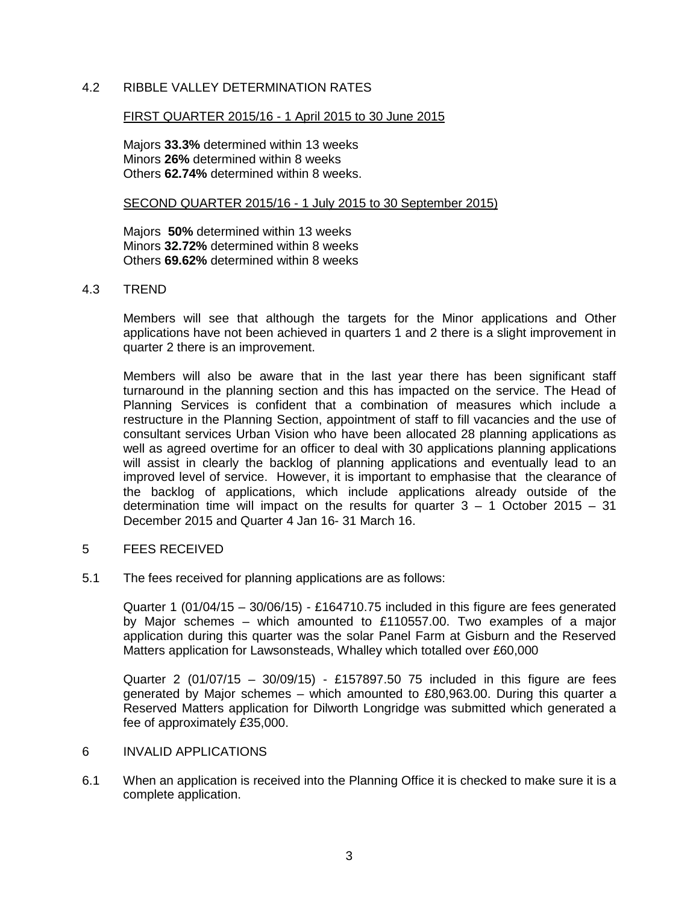4.2 RIBBLE VALLEY DETERMINATION RATES

FIRST QUARTER 2015/16 - 1 April 2015 to 30 June 2015

Majors **33.3%** determined within 13 weeks
Minors **26%** determined within 8 weeks
Others **62.74%** determined within 8 weeks.

SECOND QUARTER 2015/16 - 1 July 2015 to 30 September 2015)

Majors **50%** determined within 13 weeks
Minors **32.72%** determined within 8 weeks
Others **69.62%** determined within 8 weeks

4.3 TREND

Members will see that although the targets for the Minor applications and Other applications have not been achieved in quarters 1 and 2 there is a slight improvement in quarter 2 there is an improvement.

Members will also be aware that in the last year there has been significant staff turnaround in the planning section and this has impacted on the service. The Head of Planning Services is confident that a combination of measures which include a restructure in the Planning Section, appointment of staff to fill vacancies and the use of consultant services Urban Vision who have been allocated 28 planning applications as well as agreed overtime for an officer to deal with 30 applications planning applications will assist in clearly the backlog of planning applications and eventually lead to an improved level of service. However, it is important to emphasise that the clearance of the backlog of applications, which include applications already outside of the determination time will impact on the results for quarter 3 – 1 October 2015 – 31 December 2015 and Quarter 4 Jan 16- 31 March 16.

5 FEES RECEIVED

5.1 The fees received for planning applications are as follows:

Quarter 1 (01/04/15 – 30/06/15) - £164710.75 included in this figure are fees generated by Major schemes – which amounted to £110557.00. Two examples of a major application during this quarter was the solar Panel Farm at Gisburn and the Reserved Matters application for Lawsonsteads, Whalley which totalled over £60,000

Quarter 2 (01/07/15 – 30/09/15) - £157897.50 75 included in this figure are fees generated by Major schemes – which amounted to £80,963.00. During this quarter a Reserved Matters application for Dilworth Longridge was submitted which generated a fee of approximately £35,000.

6 INVALID APPLICATIONS

6.1 When an application is received into the Planning Office it is checked to make sure it is a complete application.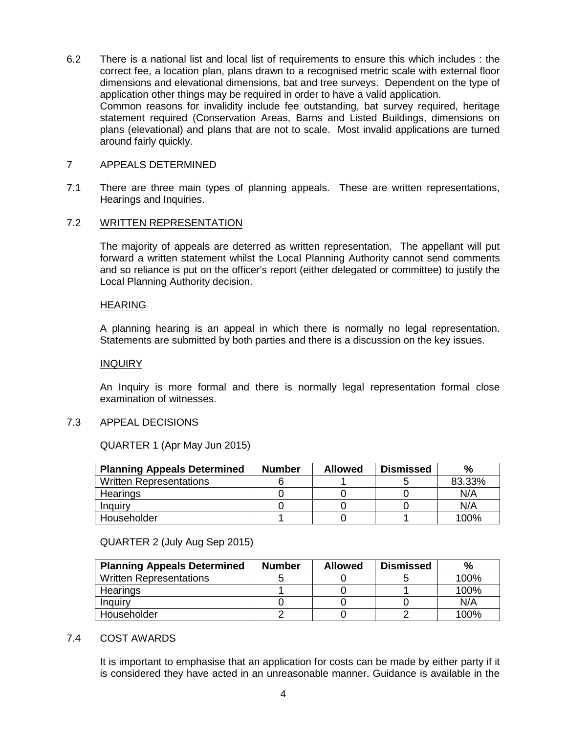6.2 There is a national list and local list of requirements to ensure this which includes : the correct fee, a location plan, plans drawn to a recognised metric scale with external floor dimensions and elevational dimensions, bat and tree surveys. Dependent on the type of application other things may be required in order to have a valid application.
Common reasons for invalidity include fee outstanding, bat survey required, heritage statement required (Conservation Areas, Barns and Listed Buildings, dimensions on plans (elevational) and plans that are not to scale. Most invalid applications are turned around fairly quickly.

## 7 APPEALS DETERMINED

7.1 There are three main types of planning appeals. These are written representations, Hearings and Inquiries.

7.2 WRITTEN REPRESENTATION

The majority of appeals are deterred as written representation. The appellant will put forward a written statement whilst the Local Planning Authority cannot send comments and so reliance is put on the officer's report (either delegated or committee) to justify the Local Planning Authority decision.

HEARING

A planning hearing is an appeal in which there is normally no legal representation. Statements are submitted by both parties and there is a discussion on the key issues.

INQUIRY

An Inquiry is more formal and there is normally legal representation formal close examination of witnesses.

7.3 APPEAL DECISIONS

QUARTER 1 (Apr May Jun 2015)

| Planning Appeals Determined | Number | Allowed | Dismissed | % |
|---|---|---|---|---|
| Written Representations | 6 | 1 | 5 | 83.33% |
| Hearings | 0 | 0 | 0 | N/A |
| Inquiry | 0 | 0 | 0 | N/A |
| Householder | 1 | 0 | 1 | 100% |

QUARTER 2 (July Aug Sep 2015)

| Planning Appeals Determined | Number | Allowed | Dismissed | % |
|---|---|---|---|---|
| Written Representations | 5 | 0 | 5 | 100% |
| Hearings | 1 | 0 | 1 | 100% |
| Inquiry | 0 | 0 | 0 | N/A |
| Householder | 2 | 0 | 2 | 100% |

7.4 COST AWARDS

It is important to emphasise that an application for costs can be made by either party if it is considered they have acted in an unreasonable manner. Guidance is available in the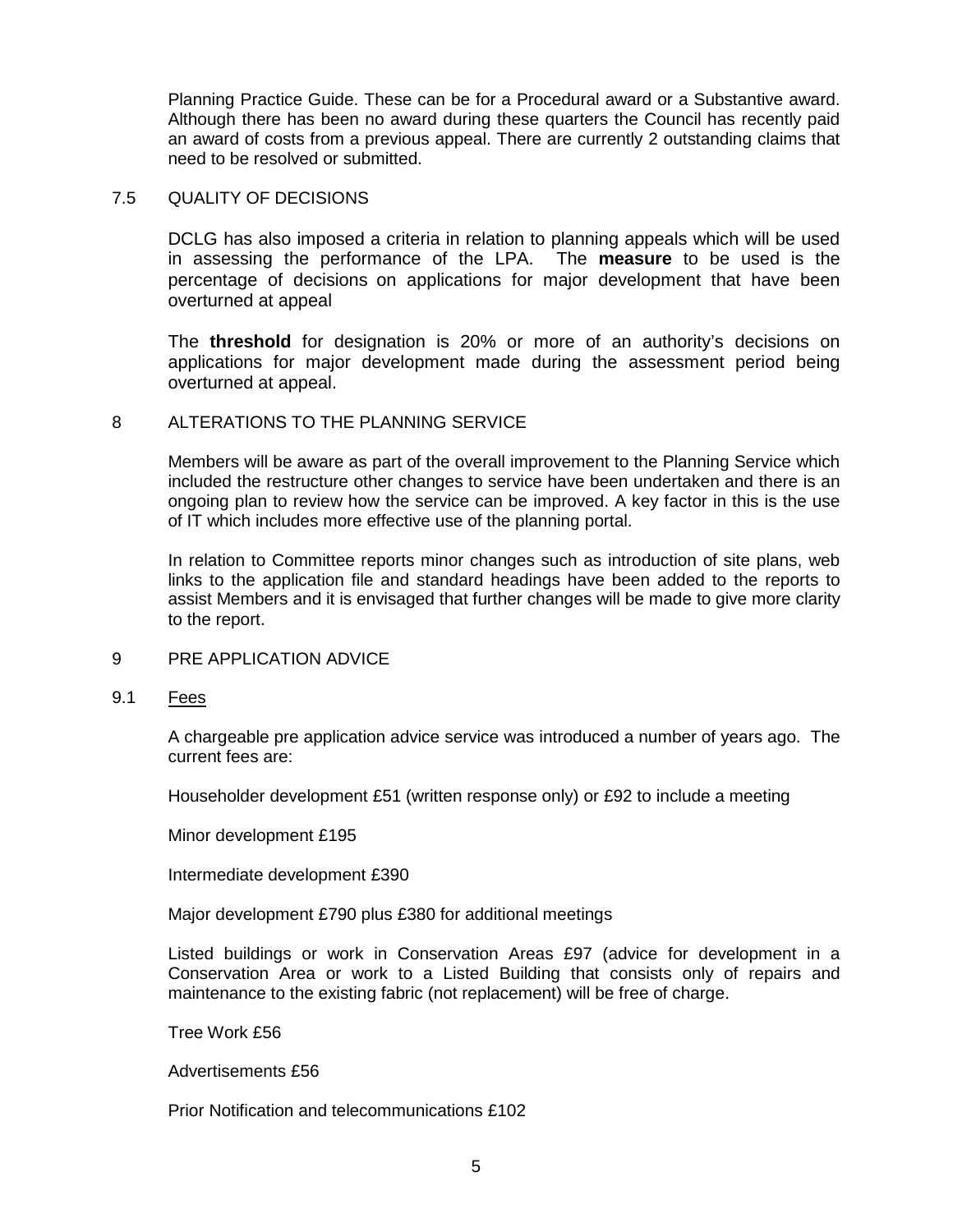Planning Practice Guide. These can be for a Procedural award or a Substantive award. Although there has been no award during these quarters the Council has recently paid an award of costs from a previous appeal. There are currently 2 outstanding claims that need to be resolved or submitted.

### 7.5 QUALITY OF DECISIONS

DCLG has also imposed a criteria in relation to planning appeals which will be used in assessing the performance of the LPA. The **measure** to be used is the percentage of decisions on applications for major development that have been overturned at appeal

The **threshold** for designation is 20% or more of an authority's decisions on applications for major development made during the assessment period being overturned at appeal.

## 8 ALTERATIONS TO THE PLANNING SERVICE

Members will be aware as part of the overall improvement to the Planning Service which included the restructure other changes to service have been undertaken and there is an ongoing plan to review how the service can be improved. A key factor in this is the use of IT which includes more effective use of the planning portal.

In relation to Committee reports minor changes such as introduction of site plans, web links to the application file and standard headings have been added to the reports to assist Members and it is envisaged that further changes will be made to give more clarity to the report.

## 9 PRE APPLICATION ADVICE

### 9.1 Fees

A chargeable pre application advice service was introduced a number of years ago. The current fees are:

Householder development £51 (written response only) or £92 to include a meeting

Minor development £195

Intermediate development £390

Major development £790 plus £380 for additional meetings

Listed buildings or work in Conservation Areas £97 (advice for development in a Conservation Area or work to a Listed Building that consists only of repairs and maintenance to the existing fabric (not replacement) will be free of charge.

Tree Work £56

Advertisements £56

Prior Notification and telecommunications £102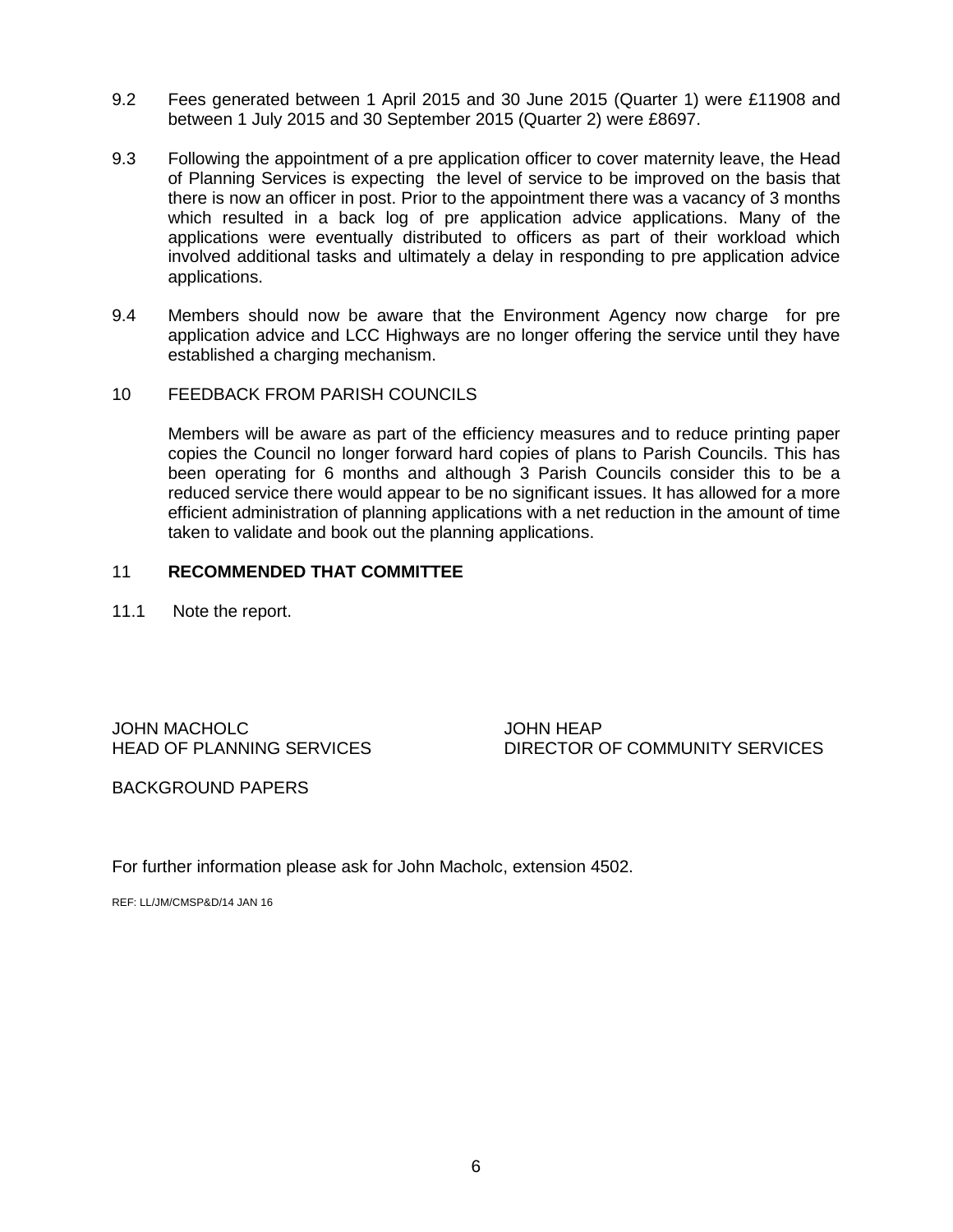9.2 Fees generated between 1 April 2015 and 30 June 2015 (Quarter 1) were £11908 and between 1 July 2015 and 30 September 2015 (Quarter 2) were £8697.

9.3 Following the appointment of a pre application officer to cover maternity leave, the Head of Planning Services is expecting the level of service to be improved on the basis that there is now an officer in post. Prior to the appointment there was a vacancy of 3 months which resulted in a back log of pre application advice applications. Many of the applications were eventually distributed to officers as part of their workload which involved additional tasks and ultimately a delay in responding to pre application advice applications.

9.4 Members should now be aware that the Environment Agency now charge for pre application advice and LCC Highways are no longer offering the service until they have established a charging mechanism.

10 FEEDBACK FROM PARISH COUNCILS

Members will be aware as part of the efficiency measures and to reduce printing paper copies the Council no longer forward hard copies of plans to Parish Councils. This has been operating for 6 months and although 3 Parish Councils consider this to be a reduced service there would appear to be no significant issues. It has allowed for a more efficient administration of planning applications with a net reduction in the amount of time taken to validate and book out the planning applications.

11 **RECOMMENDED THAT COMMITTEE**

11.1 Note the report.

JOHN MACHOLC
HEAD OF PLANNING SERVICES

JOHN HEAP
DIRECTOR OF COMMUNITY SERVICES

BACKGROUND PAPERS

For further information please ask for John Macholc, extension 4502.

REF: LL/JM/CMSP&D/14 JAN 16